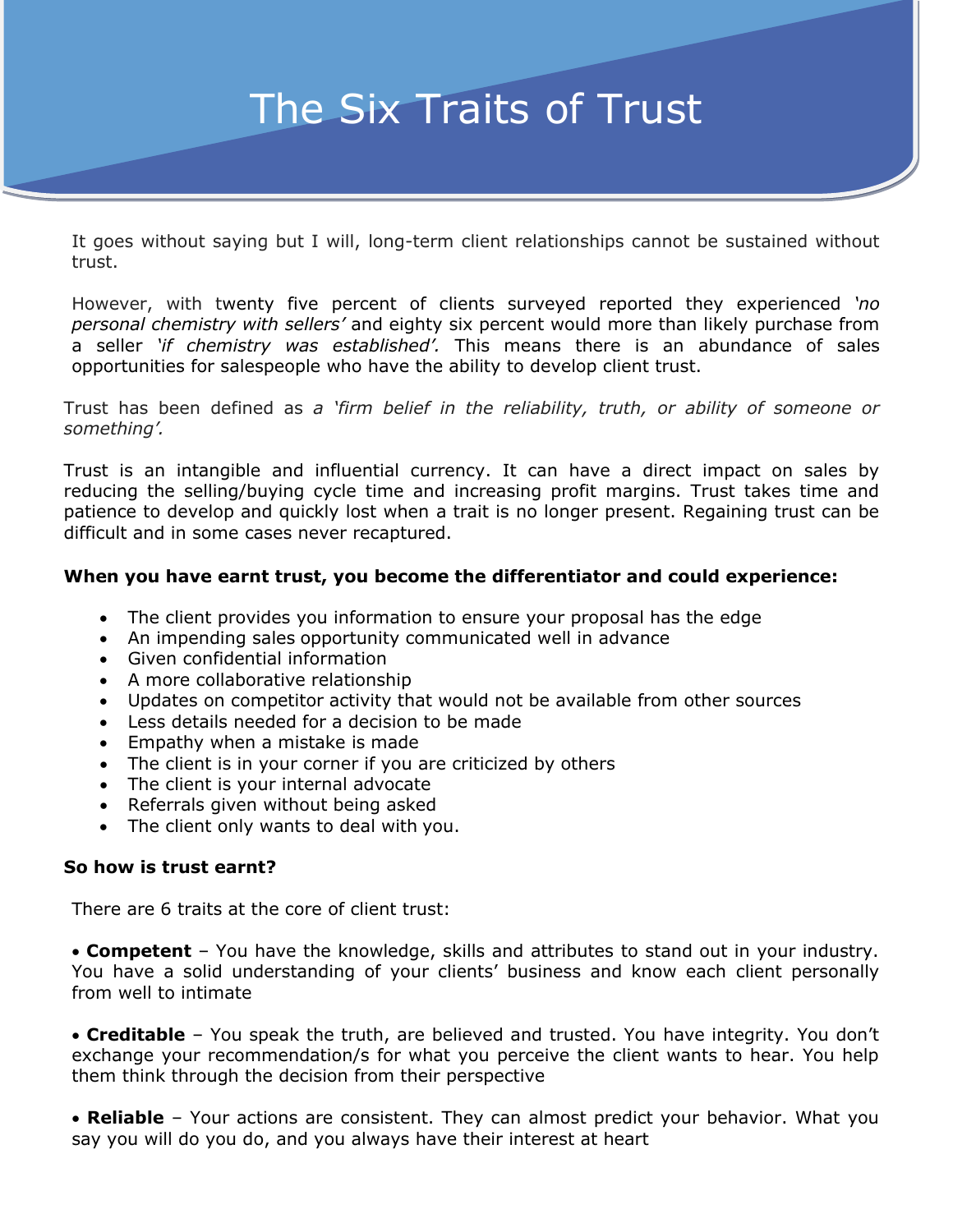# The Six Traits of Trust

It goes without saying but I will, long-term client relationships cannot be sustained without trust.

However, with twenty five percent of clients surveyed reported they experienced *'no personal chemistry with sellers'* and eighty six percent would more than likely purchase from a seller *'if chemistry was established'.* This means there is an abundance of sales opportunities for salespeople who have the ability to develop client trust.

Trust has been defined as *a 'firm belief in the reliability, truth, or ability of someone or something'.*

Trust is an intangible and influential currency. It can have a direct impact on sales by reducing the selling/buying cycle time and increasing profit margins. Trust takes time and patience to develop and quickly lost when a trait is no longer present. Regaining trust can be difficult and in some cases never recaptured.

**When you have earnt trust, you become the differentiator and could experience:**

- The client provides you information to ensure your proposal has the edge
- An impending sales opportunity communicated well in advance
- Given confidential information
- A more collaborative relationship
- Updates on competitor activity that would not be available from other sources
- Less details needed for a decision to be made
- Empathy when a mistake is made
- The client is in your corner if you are criticized by others
- The client is your internal advocate
- Referrals given without being asked
- The client only wants to deal with you.

**So how is trust earnt?**

There are 6 traits at the core of client trust:

• **Competent** – You have the knowledge, skills and attributes to stand out in your industry. You have a solid understanding of your clients' business and know each client personally from well to intimate

• **Creditable** – You speak the truth, are believed and trusted. You have integrity. You don't exchange your recommendation/s for what you perceive the client wants to hear. You help them think through the decision from their perspective

• **Reliable** – Your actions are consistent. They can almost predict your behavior. What you say you will do you do, and you always have their interest at heart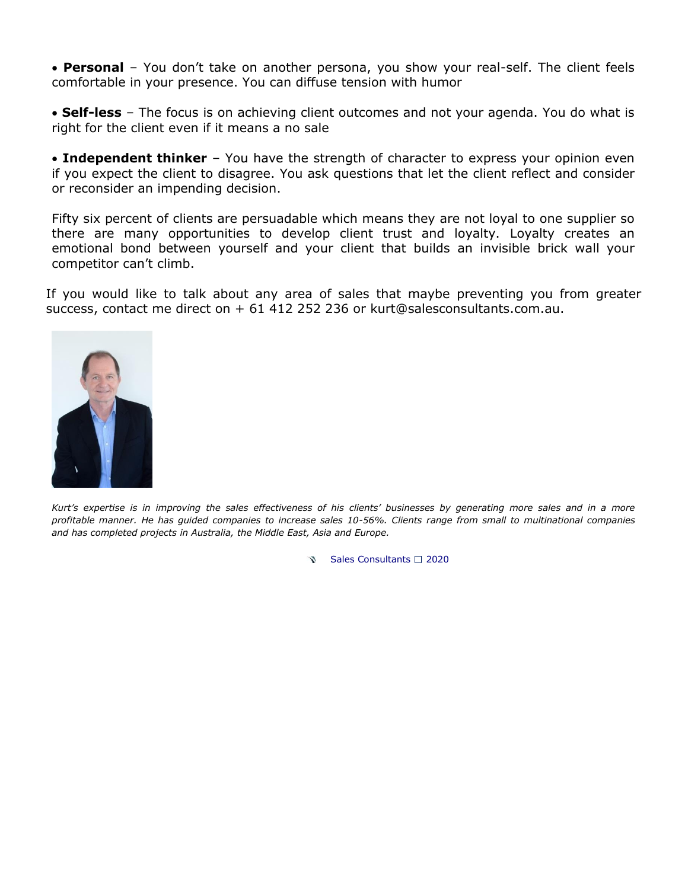- **Personal** – You don't take on another persona, you show your real-self. The client feels comfortable in your presence. You can diffuse tension with humor

- **Self-less** – The focus is on achieving client outcomes and not your agenda. You do what is right for the client even if it means a no sale

- **Independent thinker** – You have the strength of character to express your opinion even if you expect the client to disagree. You ask questions that let the client reflect and consider or reconsider an impending decision.

Fifty six percent of clients are persuadable which means they are not loyal to one supplier so there are many opportunities to develop client trust and loyalty. Loyalty creates an emotional bond between yourself and your client that builds an invisible brick wall your competitor can't climb.

If you would like to talk about any area of sales that maybe preventing you from greater success, contact me direct on + 61 412 252 236 or kurt@salesconsultants.com.au.

*Kurt's expertise is in improving the sales effectiveness of his clients' businesses by generating more sales and in a more profitable manner. He has guided companies to increase sales 10-56%. Clients range from small to multinational companies and has completed projects in Australia, the Middle East, Asia and Europe.*

Sales Consultants ☐ 2020